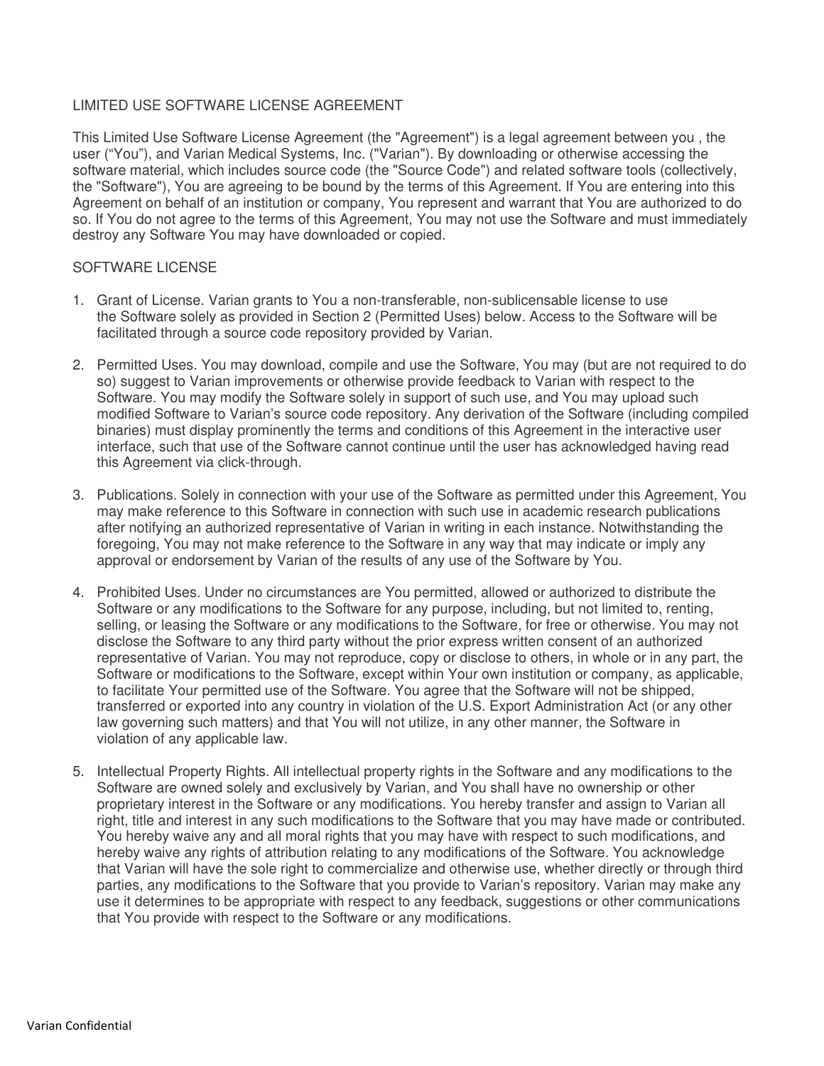# LIMITED USE SOFTWARE LICENSE AGREEMENT

This Limited Use Software License Agreement (the "Agreement") is a legal agreement between you , the user ("You"), and Varian Medical Systems, Inc. ("Varian"). By downloading or otherwise accessing the software material, which includes source code (the "Source Code") and related software tools (collectively, the "Software"), You are agreeing to be bound by the terms of this Agreement. If You are entering into this Agreement on behalf of an institution or company, You represent and warrant that You are authorized to do so. If You do not agree to the terms of this Agreement, You may not use the Software and must immediately destroy any Software You may have downloaded or copied.

## SOFTWARE LICENSE

1. Grant of License. Varian grants to You a non-transferable, non-sublicensable license to use the Software solely as provided in Section 2 (Permitted Uses) below. Access to the Software will be facilitated through a source code repository provided by Varian.

2. Permitted Uses. You may download, compile and use the Software, You may (but are not required to do so) suggest to Varian improvements or otherwise provide feedback to Varian with respect to the Software. You may modify the Software solely in support of such use, and You may upload such modified Software to Varian's source code repository. Any derivation of the Software (including compiled binaries) must display prominently the terms and conditions of this Agreement in the interactive user interface, such that use of the Software cannot continue until the user has acknowledged having read this Agreement via click-through.

3. Publications. Solely in connection with your use of the Software as permitted under this Agreement, You may make reference to this Software in connection with such use in academic research publications after notifying an authorized representative of Varian in writing in each instance. Notwithstanding the foregoing, You may not make reference to the Software in any way that may indicate or imply any approval or endorsement by Varian of the results of any use of the Software by You.

4. Prohibited Uses. Under no circumstances are You permitted, allowed or authorized to distribute the Software or any modifications to the Software for any purpose, including, but not limited to, renting, selling, or leasing the Software or any modifications to the Software, for free or otherwise. You may not disclose the Software to any third party without the prior express written consent of an authorized representative of Varian. You may not reproduce, copy or disclose to others, in whole or in any part, the Software or modifications to the Software, except within Your own institution or company, as applicable, to facilitate Your permitted use of the Software. You agree that the Software will not be shipped, transferred or exported into any country in violation of the U.S. Export Administration Act (or any other law governing such matters) and that You will not utilize, in any other manner, the Software in violation of any applicable law.

5. Intellectual Property Rights. All intellectual property rights in the Software and any modifications to the Software are owned solely and exclusively by Varian, and You shall have no ownership or other proprietary interest in the Software or any modifications. You hereby transfer and assign to Varian all right, title and interest in any such modifications to the Software that you may have made or contributed. You hereby waive any and all moral rights that you may have with respect to such modifications, and hereby waive any rights of attribution relating to any modifications of the Software. You acknowledge that Varian will have the sole right to commercialize and otherwise use, whether directly or through third parties, any modifications to the Software that you provide to Varian's repository. Varian may make any use it determines to be appropriate with respect to any feedback, suggestions or other communications that You provide with respect to the Software or any modifications.

Varian Confidential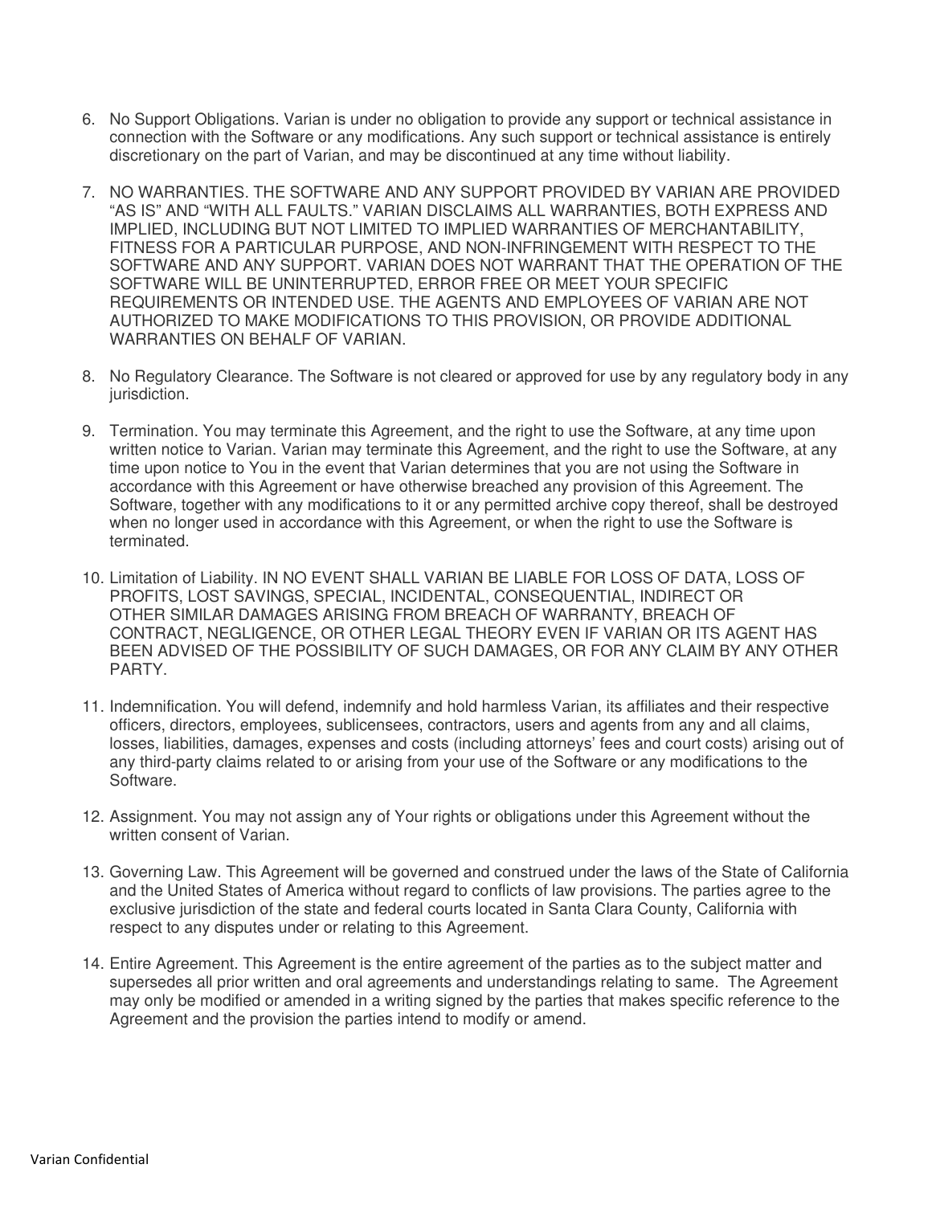6. No Support Obligations. Varian is under no obligation to provide any support or technical assistance in connection with the Software or any modifications. Any such support or technical assistance is entirely discretionary on the part of Varian, and may be discontinued at any time without liability.

7. NO WARRANTIES. THE SOFTWARE AND ANY SUPPORT PROVIDED BY VARIAN ARE PROVIDED "AS IS" AND "WITH ALL FAULTS." VARIAN DISCLAIMS ALL WARRANTIES, BOTH EXPRESS AND IMPLIED, INCLUDING BUT NOT LIMITED TO IMPLIED WARRANTIES OF MERCHANTABILITY, FITNESS FOR A PARTICULAR PURPOSE, AND NON-INFRINGEMENT WITH RESPECT TO THE SOFTWARE AND ANY SUPPORT. VARIAN DOES NOT WARRANT THAT THE OPERATION OF THE SOFTWARE WILL BE UNINTERRUPTED, ERROR FREE OR MEET YOUR SPECIFIC REQUIREMENTS OR INTENDED USE. THE AGENTS AND EMPLOYEES OF VARIAN ARE NOT AUTHORIZED TO MAKE MODIFICATIONS TO THIS PROVISION, OR PROVIDE ADDITIONAL WARRANTIES ON BEHALF OF VARIAN.

8. No Regulatory Clearance. The Software is not cleared or approved for use by any regulatory body in any jurisdiction.

9. Termination. You may terminate this Agreement, and the right to use the Software, at any time upon written notice to Varian. Varian may terminate this Agreement, and the right to use the Software, at any time upon notice to You in the event that Varian determines that you are not using the Software in accordance with this Agreement or have otherwise breached any provision of this Agreement. The Software, together with any modifications to it or any permitted archive copy thereof, shall be destroyed when no longer used in accordance with this Agreement, or when the right to use the Software is terminated.

10. Limitation of Liability. IN NO EVENT SHALL VARIAN BE LIABLE FOR LOSS OF DATA, LOSS OF PROFITS, LOST SAVINGS, SPECIAL, INCIDENTAL, CONSEQUENTIAL, INDIRECT OR OTHER SIMILAR DAMAGES ARISING FROM BREACH OF WARRANTY, BREACH OF CONTRACT, NEGLIGENCE, OR OTHER LEGAL THEORY EVEN IF VARIAN OR ITS AGENT HAS BEEN ADVISED OF THE POSSIBILITY OF SUCH DAMAGES, OR FOR ANY CLAIM BY ANY OTHER PARTY.

11. Indemnification. You will defend, indemnify and hold harmless Varian, its affiliates and their respective officers, directors, employees, sublicensees, contractors, users and agents from any and all claims, losses, liabilities, damages, expenses and costs (including attorneys' fees and court costs) arising out of any third-party claims related to or arising from your use of the Software or any modifications to the Software.

12. Assignment. You may not assign any of Your rights or obligations under this Agreement without the written consent of Varian.

13. Governing Law. This Agreement will be governed and construed under the laws of the State of California and the United States of America without regard to conflicts of law provisions. The parties agree to the exclusive jurisdiction of the state and federal courts located in Santa Clara County, California with respect to any disputes under or relating to this Agreement.

14. Entire Agreement. This Agreement is the entire agreement of the parties as to the subject matter and supersedes all prior written and oral agreements and understandings relating to same. The Agreement may only be modified or amended in a writing signed by the parties that makes specific reference to the Agreement and the provision the parties intend to modify or amend.